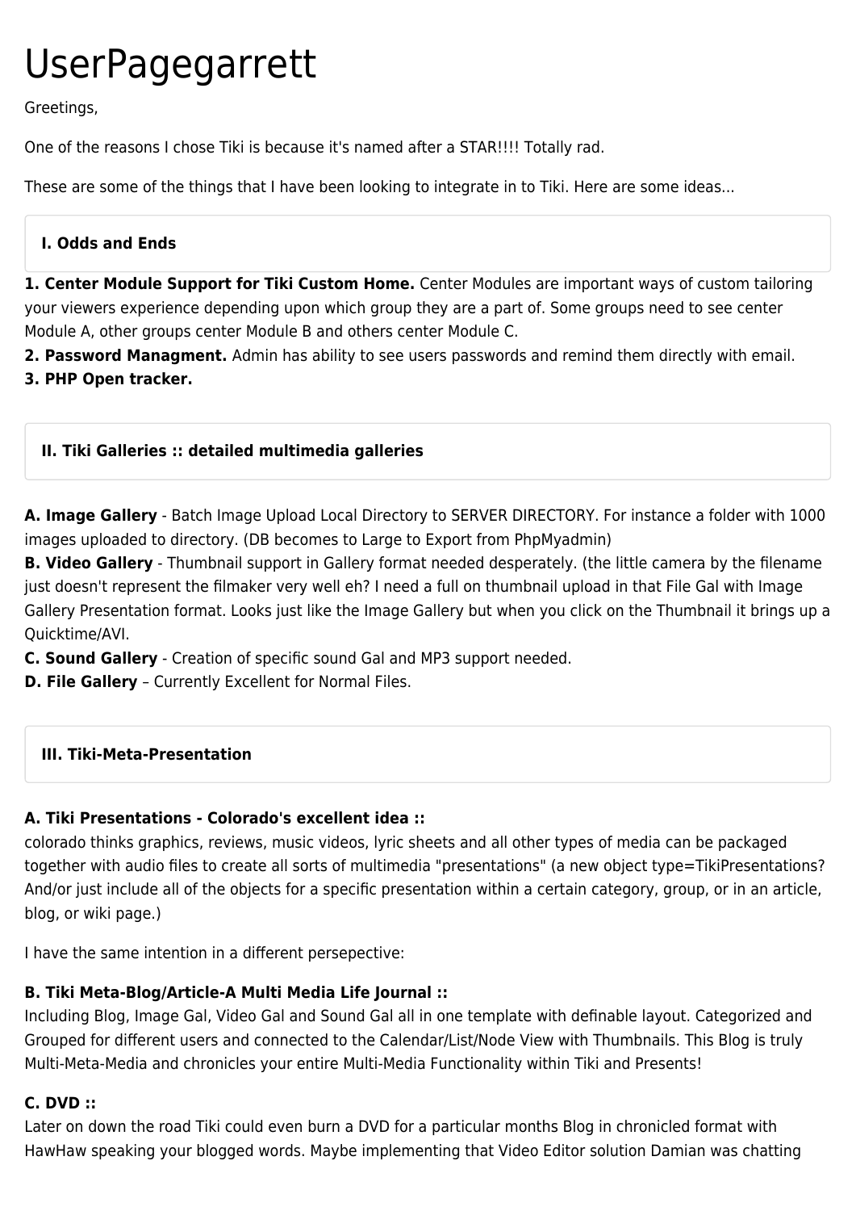# UserPagegarrett

Greetings,

One of the reasons I chose Tiki is because it's named after a STAR!!!! Totally rad.

These are some of the things that I have been looking to integrate in to Tiki. Here are some ideas...

**I. Odds and Ends**

**1. Center Module Support for Tiki Custom Home.** Center Modules are important ways of custom tailoring your viewers experience depending upon which group they are a part of. Some groups need to see center Module A, other groups center Module B and others center Module C.
**2. Password Managment.** Admin has ability to see users passwords and remind them directly with email.
**3. PHP Open tracker.**

**II. Tiki Galleries :: detailed multimedia galleries**

**A. Image Gallery** - Batch Image Upload Local Directory to SERVER DIRECTORY. For instance a folder with 1000 images uploaded to directory. (DB becomes to Large to Export from PhpMyadmin)
**B. Video Gallery** - Thumbnail support in Gallery format needed desperately. (the little camera by the filename just doesn't represent the filmaker very well eh? I need a full on thumbnail upload in that File Gal with Image Gallery Presentation format. Looks just like the Image Gallery but when you click on the Thumbnail it brings up a Quicktime/AVI.
**C. Sound Gallery** - Creation of specific sound Gal and MP3 support needed.
**D. File Gallery** – Currently Excellent for Normal Files.

**III. Tiki-Meta-Presentation**

**A. Tiki Presentations - Colorado's excellent idea ::**
colorado thinks graphics, reviews, music videos, lyric sheets and all other types of media can be packaged together with audio files to create all sorts of multimedia "presentations" (a new object type=TikiPresentations? And/or just include all of the objects for a specific presentation within a certain category, group, or in an article, blog, or wiki page.)

I have the same intention in a different persepective:

**B. Tiki Meta-Blog/Article-A Multi Media Life Journal ::**
Including Blog, Image Gal, Video Gal and Sound Gal all in one template with definable layout. Categorized and Grouped for different users and connected to the Calendar/List/Node View with Thumbnails. This Blog is truly Multi-Meta-Media and chronicles your entire Multi-Media Functionality within Tiki and Presents!

**C. DVD ::**
Later on down the road Tiki could even burn a DVD for a particular months Blog in chronicled format with HawHaw speaking your blogged words. Maybe implementing that Video Editor solution Damian was chatting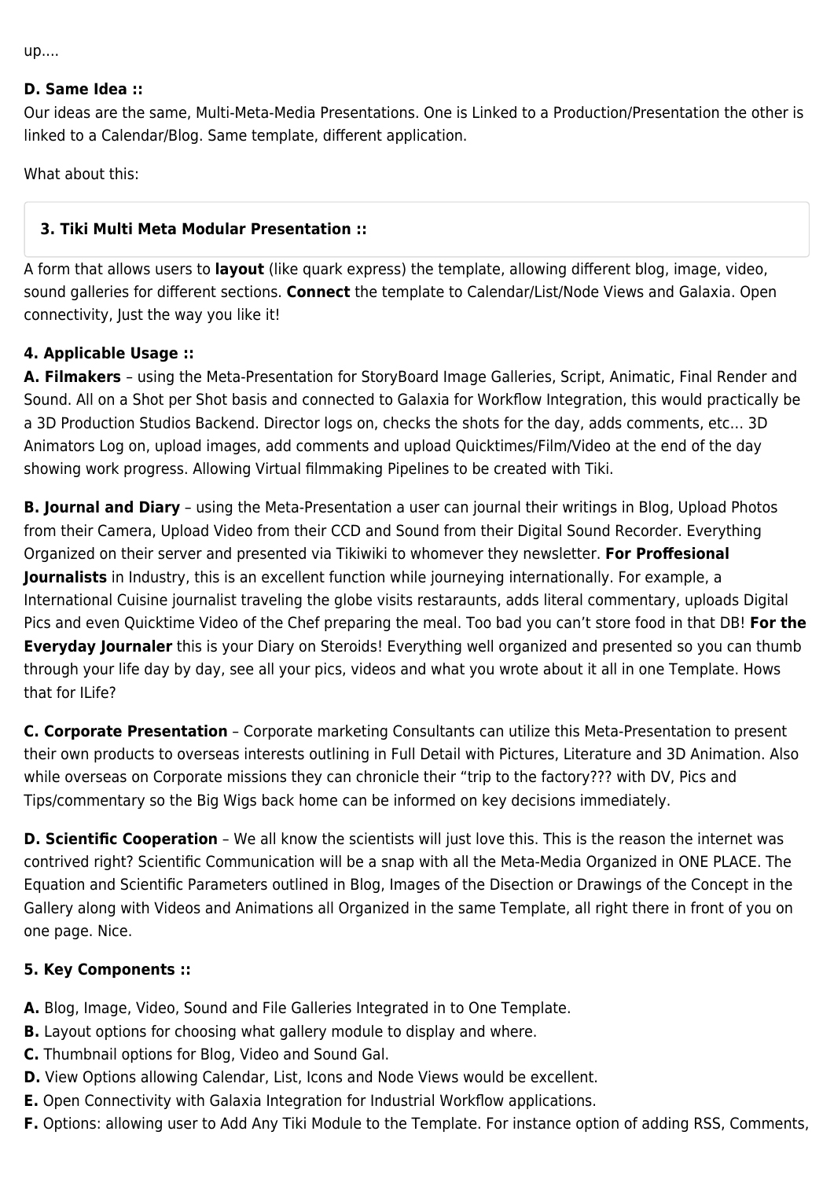up....

**D. Same Idea ::**
Our ideas are the same, Multi-Meta-Media Presentations. One is Linked to a Production/Presentation the other is linked to a Calendar/Blog. Same template, different application.

What about this:

### 3. Tiki Multi Meta Modular Presentation ::

A form that allows users to **layout** (like quark express) the template, allowing different blog, image, video, sound galleries for different sections. **Connect** the template to Calendar/List/Node Views and Galaxia. Open connectivity, Just the way you like it!

**4. Applicable Usage ::**
**A. Filmakers** – using the Meta-Presentation for StoryBoard Image Galleries, Script, Animatic, Final Render and Sound. All on a Shot per Shot basis and connected to Galaxia for Workflow Integration, this would practically be a 3D Production Studios Backend. Director logs on, checks the shots for the day, adds comments, etc... 3D Animators Log on, upload images, add comments and upload Quicktimes/Film/Video at the end of the day showing work progress. Allowing Virtual filmmaking Pipelines to be created with Tiki.

**B. Journal and Diary** – using the Meta-Presentation a user can journal their writings in Blog, Upload Photos from their Camera, Upload Video from their CCD and Sound from their Digital Sound Recorder. Everything Organized on their server and presented via Tikiwiki to whomever they newsletter. **For Proffesional Journalists** in Industry, this is an excellent function while journeying internationally. For example, a International Cuisine journalist traveling the globe visits restaraunts, adds literal commentary, uploads Digital Pics and even Quicktime Video of the Chef preparing the meal. Too bad you can't store food in that DB! **For the Everyday Journaler** this is your Diary on Steroids! Everything well organized and presented so you can thumb through your life day by day, see all your pics, videos and what you wrote about it all in one Template. Hows that for ILife?

**C. Corporate Presentation** – Corporate marketing Consultants can utilize this Meta-Presentation to present their own products to overseas interests outlining in Full Detail with Pictures, Literature and 3D Animation. Also while overseas on Corporate missions they can chronicle their "trip to the factory??? with DV, Pics and Tips/commentary so the Big Wigs back home can be informed on key decisions immediately.

**D. Scientific Cooperation** – We all know the scientists will just love this. This is the reason the internet was contrived right? Scientific Communication will be a snap with all the Meta-Media Organized in ONE PLACE. The Equation and Scientific Parameters outlined in Blog, Images of the Disection or Drawings of the Concept in the Gallery along with Videos and Animations all Organized in the same Template, all right there in front of you on one page. Nice.

**5. Key Components ::**

**A.** Blog, Image, Video, Sound and File Galleries Integrated in to One Template.
**B.** Layout options for choosing what gallery module to display and where.
**C.** Thumbnail options for Blog, Video and Sound Gal.
**D.** View Options allowing Calendar, List, Icons and Node Views would be excellent.
**E.** Open Connectivity with Galaxia Integration for Industrial Workflow applications.
**F.** Options: allowing user to Add Any Tiki Module to the Template. For instance option of adding RSS, Comments,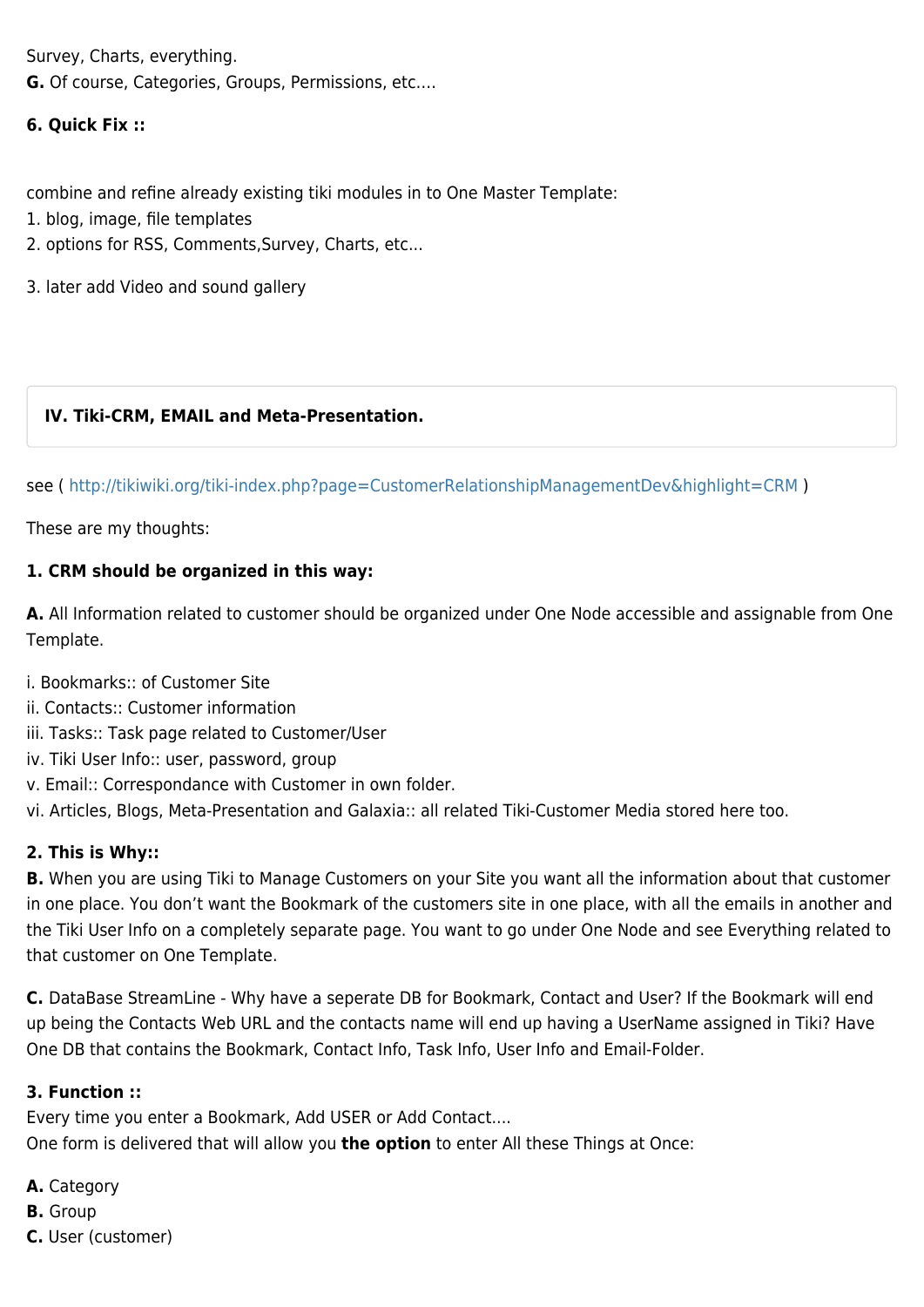Survey, Charts, everything.
**G.** Of course, Categories, Groups, Permissions, etc....

**6. Quick Fix ::**

combine and refine already existing tiki modules in to One Master Template:
1. blog, image, file templates
2. options for RSS, Comments,Survey, Charts, etc...

3. later add Video and sound gallery

### IV. Tiki-CRM, EMAIL and Meta-Presentation.

see ( http://tikiwiki.org/tiki-index.php?page=CustomerRelationshipManagementDev&highlight=CRM )

These are my thoughts:

**1. CRM should be organized in this way:**

**A.** All Information related to customer should be organized under One Node accessible and assignable from One Template.

i. Bookmarks:: of Customer Site
ii. Contacts:: Customer information
iii. Tasks:: Task page related to Customer/User
iv. Tiki User Info:: user, password, group
v. Email:: Correspondance with Customer in own folder.
vi. Articles, Blogs, Meta-Presentation and Galaxia:: all related Tiki-Customer Media stored here too.

**2. This is Why::**
**B.** When you are using Tiki to Manage Customers on your Site you want all the information about that customer in one place. You don't want the Bookmark of the customers site in one place, with all the emails in another and the Tiki User Info on a completely separate page. You want to go under One Node and see Everything related to that customer on One Template.

**C.** DataBase StreamLine - Why have a seperate DB for Bookmark, Contact and User? If the Bookmark will end up being the Contacts Web URL and the contacts name will end up having a UserName assigned in Tiki? Have One DB that contains the Bookmark, Contact Info, Task Info, User Info and Email-Folder.

**3. Function ::**
Every time you enter a Bookmark, Add USER or Add Contact....
One form is delivered that will allow you **the option** to enter All these Things at Once:

**A.** Category
**B.** Group
**C.** User (customer)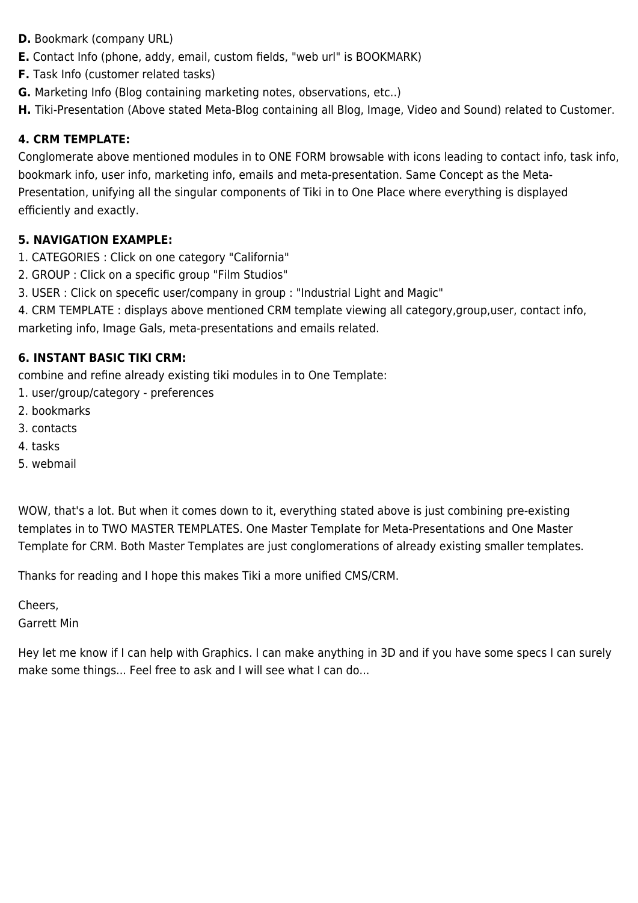**D.** Bookmark (company URL)
**E.** Contact Info (phone, addy, email, custom fields, "web url" is BOOKMARK)
**F.** Task Info (customer related tasks)
**G.** Marketing Info (Blog containing marketing notes, observations, etc..)
**H.** Tiki-Presentation (Above stated Meta-Blog containing all Blog, Image, Video and Sound) related to Customer.

**4. CRM TEMPLATE:**

Conglomerate above mentioned modules in to ONE FORM browsable with icons leading to contact info, task info, bookmark info, user info, marketing info, emails and meta-presentation. Same Concept as the Meta-Presentation, unifying all the singular components of Tiki in to One Place where everything is displayed efficiently and exactly.

**5. NAVIGATION EXAMPLE:**

1. CATEGORIES : Click on one category "California"
2. GROUP : Click on a specific group "Film Studios"
3. USER : Click on specefic user/company in group : "Industrial Light and Magic"
4. CRM TEMPLATE : displays above mentioned CRM template viewing all category,group,user, contact info, marketing info, Image Gals, meta-presentations and emails related.

**6. INSTANT BASIC TIKI CRM:**

combine and refine already existing tiki modules in to One Template:

1. user/group/category - preferences
2. bookmarks
3. contacts
4. tasks
5. webmail

WOW, that's a lot. But when it comes down to it, everything stated above is just combining pre-existing templates in to TWO MASTER TEMPLATES. One Master Template for Meta-Presentations and One Master Template for CRM. Both Master Templates are just conglomerations of already existing smaller templates.

Thanks for reading and I hope this makes Tiki a more unified CMS/CRM.

Cheers,
Garrett Min

Hey let me know if I can help with Graphics. I can make anything in 3D and if you have some specs I can surely make some things... Feel free to ask and I will see what I can do...